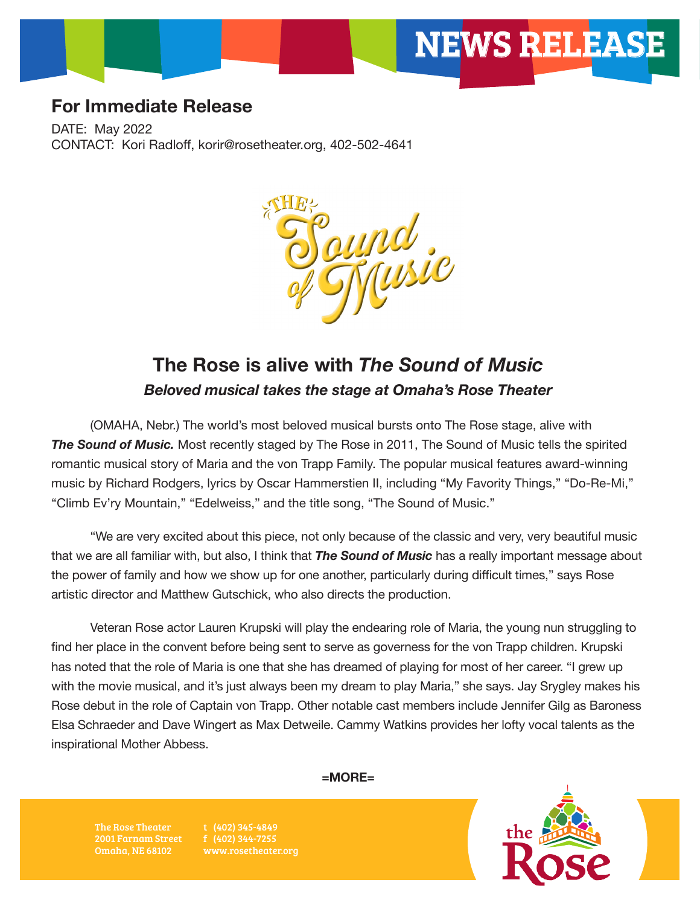# NEWS RELEASE

## For Immediate Release

DATE: May 2022
CONTACT: Kori Radloff, korir@rosetheater.org, 402-502-4641

THE Sound of Music

## The Rose is alive with *The Sound of Music*

### *Beloved musical takes the stage at Omaha's Rose Theater*

(OMAHA, Nebr.) The world's most beloved musical bursts onto The Rose stage, alive with ***The Sound of Music.*** Most recently staged by The Rose in 2011, The Sound of Music tells the spirited romantic musical story of Maria and the von Trapp Family. The popular musical features award-winning music by Richard Rodgers, lyrics by Oscar Hammerstien II, including "My Favority Things," "Do-Re-Mi," "Climb Ev'ry Mountain," "Edelweiss," and the title song, "The Sound of Music."

"We are very excited about this piece, not only because of the classic and very, very beautiful music that we are all familiar with, but also, I think that ***The Sound of Music*** has a really important message about the power of family and how we show up for one another, particularly during difficult times," says Rose artistic director and Matthew Gutschick, who also directs the production.

Veteran Rose actor Lauren Krupski will play the endearing role of Maria, the young nun struggling to find her place in the convent before being sent to serve as governess for the von Trapp children. Krupski has noted that the role of Maria is one that she has dreamed of playing for most of her career. "I grew up with the movie musical, and it's just always been my dream to play Maria," she says. Jay Srygley makes his Rose debut in the role of Captain von Trapp. Other notable cast members include Jennifer Gilg as Baroness Elsa Schraeder and Dave Wingert as Max Detweile. Cammy Watkins provides her lofty vocal talents as the inspirational Mother Abbess.

**=MORE=**

The Rose Theater
2001 Farnam Street
Omaha, NE 68102

t (402) 345-4849
f (402) 344-7255
www.rosetheater.org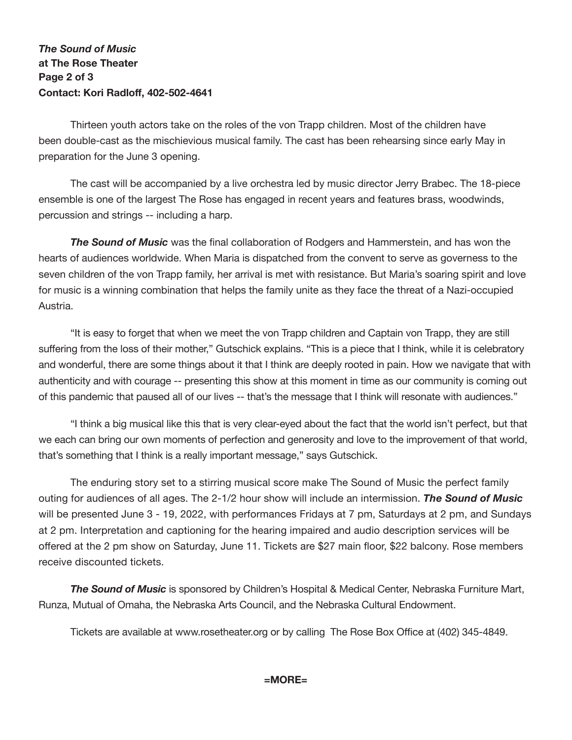Thirteen youth actors take on the roles of the von Trapp children. Most of the children have been double-cast as the mischievious musical family. The cast has been rehearsing since early May in preparation for the June 3 opening.

The cast will be accompanied by a live orchestra led by music director Jerry Brabec. The 18-piece ensemble is one of the largest The Rose has engaged in recent years and features brass, woodwinds, percussion and strings -- including a harp.

***The Sound of Music*** was the final collaboration of Rodgers and Hammerstein, and has won the hearts of audiences worldwide. When Maria is dispatched from the convent to serve as governess to the seven children of the von Trapp family, her arrival is met with resistance. But Maria's soaring spirit and love for music is a winning combination that helps the family unite as they face the threat of a Nazi-occupied Austria.

"It is easy to forget that when we meet the von Trapp children and Captain von Trapp, they are still suffering from the loss of their mother," Gutschick explains. "This is a piece that I think, while it is celebratory and wonderful, there are some things about it that I think are deeply rooted in pain. How we navigate that with authenticity and with courage -- presenting this show at this moment in time as our community is coming out of this pandemic that paused all of our lives -- that's the message that I think will resonate with audiences."

"I think a big musical like this that is very clear-eyed about the fact that the world isn't perfect, but that we each can bring our own moments of perfection and generosity and love to the improvement of that world, that's something that I think is a really important message," says Gutschick.

The enduring story set to a stirring musical score make The Sound of Music the perfect family outing for audiences of all ages. The 2-1/2 hour show will include an intermission. ***The Sound of Music*** will be presented June 3 - 19, 2022, with performances Fridays at 7 pm, Saturdays at 2 pm, and Sundays at 2 pm. Interpretation and captioning for the hearing impaired and audio description services will be offered at the 2 pm show on Saturday, June 11. Tickets are $27 main floor, $22 balcony. Rose members receive discounted tickets.

***The Sound of Music*** is sponsored by Children's Hospital & Medical Center, Nebraska Furniture Mart, Runza, Mutual of Omaha, the Nebraska Arts Council, and the Nebraska Cultural Endowment.

Tickets are available at www.rosetheater.org or by calling The Rose Box Office at (402) 345-4849.

**=MORE=**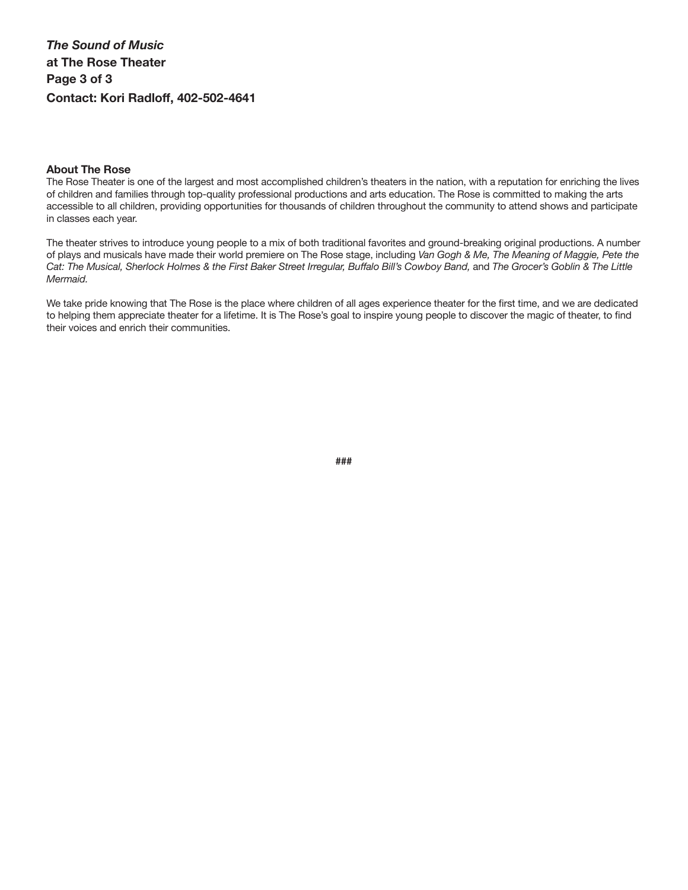## About The Rose

The Rose Theater is one of the largest and most accomplished children's theaters in the nation, with a reputation for enriching the lives of children and families through top-quality professional productions and arts education. The Rose is committed to making the arts accessible to all children, providing opportunities for thousands of children throughout the community to attend shows and participate in classes each year.

The theater strives to introduce young people to a mix of both traditional favorites and ground-breaking original productions. A number of plays and musicals have made their world premiere on The Rose stage, including *Van Gogh & Me, The Meaning of Maggie, Pete the Cat: The Musical, Sherlock Holmes & the First Baker Street Irregular, Buffalo Bill's Cowboy Band,* and *The Grocer's Goblin & The Little Mermaid*.

We take pride knowing that The Rose is the place where children of all ages experience theater for the first time, and we are dedicated to helping them appreciate theater for a lifetime. It is The Rose's goal to inspire young people to discover the magic of theater, to find their voices and enrich their communities.

###